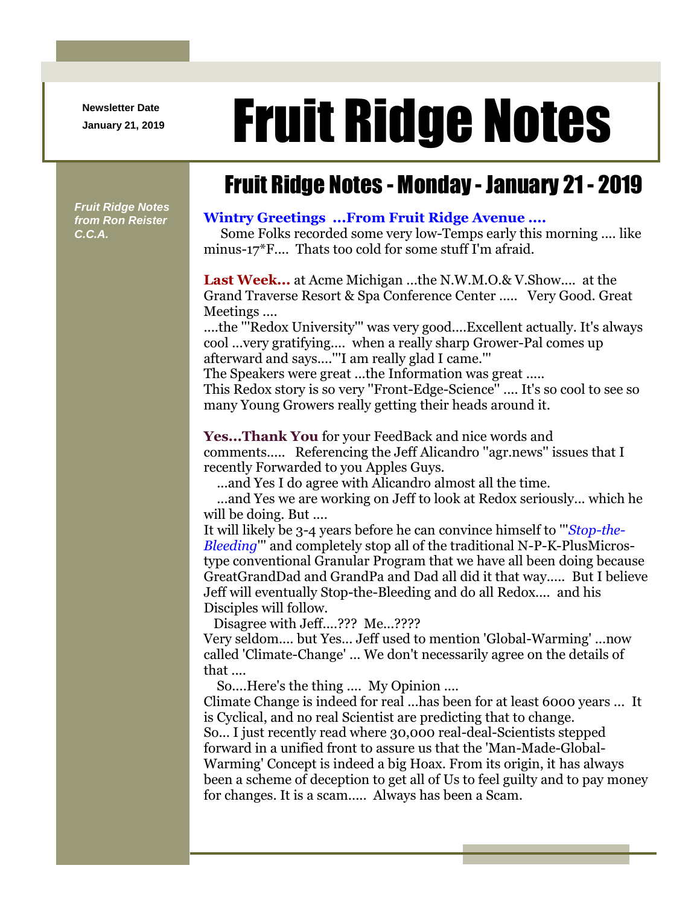Newsletter Date
January 21, 2019

# Fruit Ridge Notes

*Fruit Ridge Notes from Ron Reister C.C.A.*

## Fruit Ridge Notes - Monday - January 21 - 2019

**Wintry Greetings ...From Fruit Ridge Avenue ....**
Some Folks recorded some very low-Temps early this morning .... like minus-17*F.... Thats too cold for some stuff I'm afraid.

**Last Week...** at Acme Michigan ...the N.W.M.O.& V.Show.... at the Grand Traverse Resort & Spa Conference Center ..... Very Good. Great Meetings ....
....the '"Redox University"' was very good....Excellent actually. It's always cool ...very gratifying.... when a really sharp Grower-Pal comes up afterward and says....'"I am really glad I came."'
The Speakers were great ...the Information was great .....
This Redox story is so very "Front-Edge-Science" .... It's so cool to see so many Young Growers really getting their heads around it.

**Yes...Thank You** for your FeedBack and nice words and comments..... Referencing the Jeff Alicandro "agr.news" issues that I recently Forwarded to you Apples Guys.
...and Yes I do agree with Alicandro almost all the time.
...and Yes we are working on Jeff to look at Redox seriously... which he will be doing. But ....
It will likely be 3-4 years before he can convince himself to '"*Stop-the-Bleeding*"' and completely stop all of the traditional N-P-K-PlusMicros-type conventional Granular Program that we have all been doing because GreatGrandDad and GrandPa and Dad all did it that way..... But I believe Jeff will eventually Stop-the-Bleeding and do all Redox.... and his Disciples will follow.
Disagree with Jeff....??? Me...????
Very seldom.... but Yes... Jeff used to mention 'Global-Warming' ...now called 'Climate-Change' ... We don't necessarily agree on the details of that ....
So....Here's the thing .... My Opinion ....
Climate Change is indeed for real ...has been for at least 6000 years ... It is Cyclical, and no real Scientist are predicting that to change.
So... I just recently read where 30,000 real-deal-Scientists stepped forward in a unified front to assure us that the 'Man-Made-Global-Warming' Concept is indeed a big Hoax. From its origin, it has always been a scheme of deception to get all of Us to feel guilty and to pay money for changes. It is a scam..... Always has been a Scam.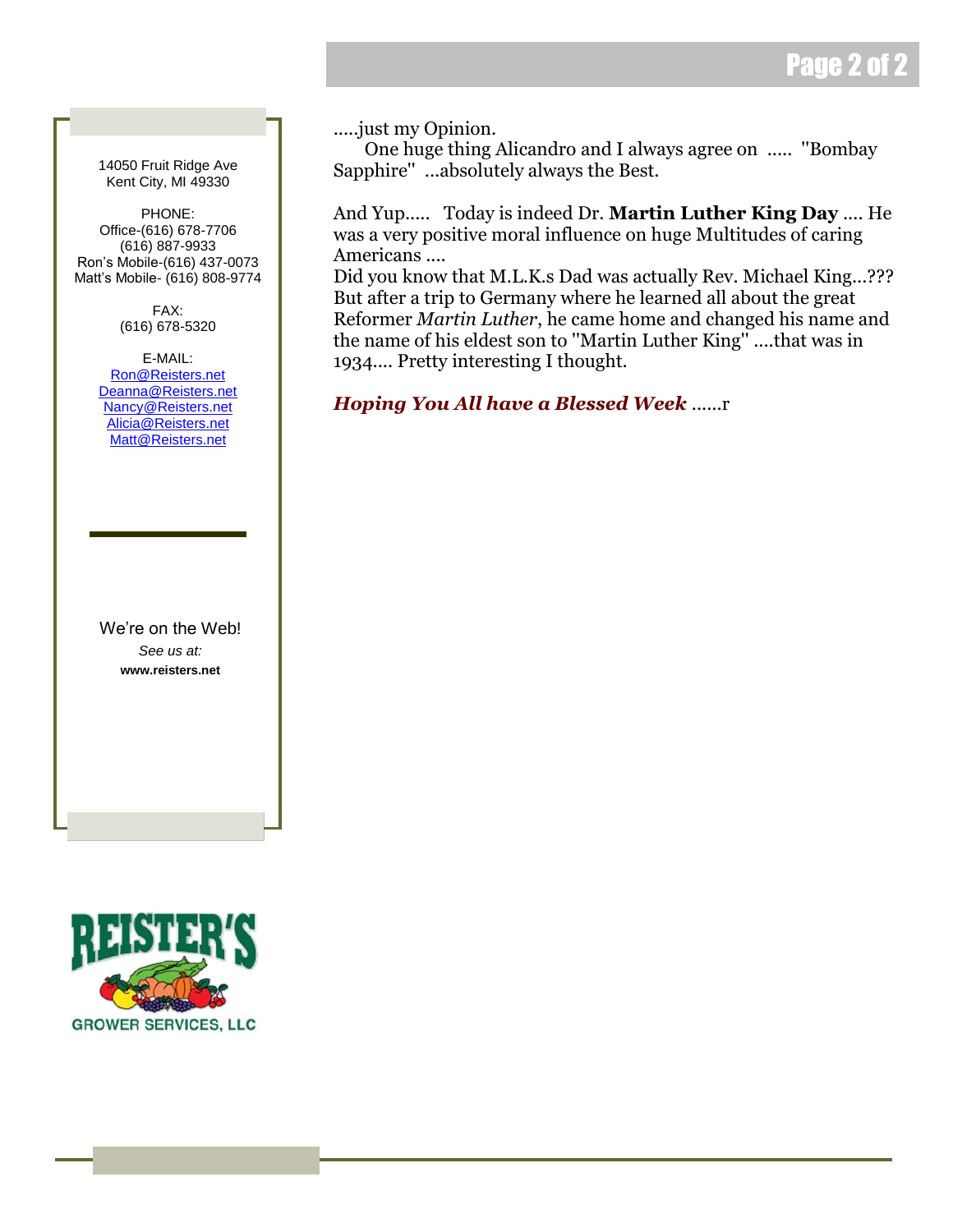14050 Fruit Ridge Ave
Kent City, MI 49330

PHONE:
Office-(616) 678-7706
(616) 887-9933
Ron's Mobile-(616) 437-0073
Matt's Mobile- (616) 808-9774

FAX:
(616) 678-5320

E-MAIL:
Ron@Reisters.net
Deanna@Reisters.net
Nancy@Reisters.net
Alicia@Reisters.net
Matt@Reisters.net

We're on the Web!

*See us at:*

**www.reisters.net**

REISTER'S GROWER SERVICES, LLC

.....just my Opinion.

One huge thing Alicandro and I always agree on ..... "Bombay Sapphire" ...absolutely always the Best.

And Yup..... Today is indeed Dr. **Martin Luther King Day** .... He was a very positive moral influence on huge Multitudes of caring Americans ....

Did you know that M.L.K.s Dad was actually Rev. Michael King...??? But after a trip to Germany where he learned all about the great Reformer *Martin Luther*, he came home and changed his name and the name of his eldest son to "Martin Luther King" ....that was in 1934.... Pretty interesting I thought.

***Hoping You All have a Blessed Week*** ......r